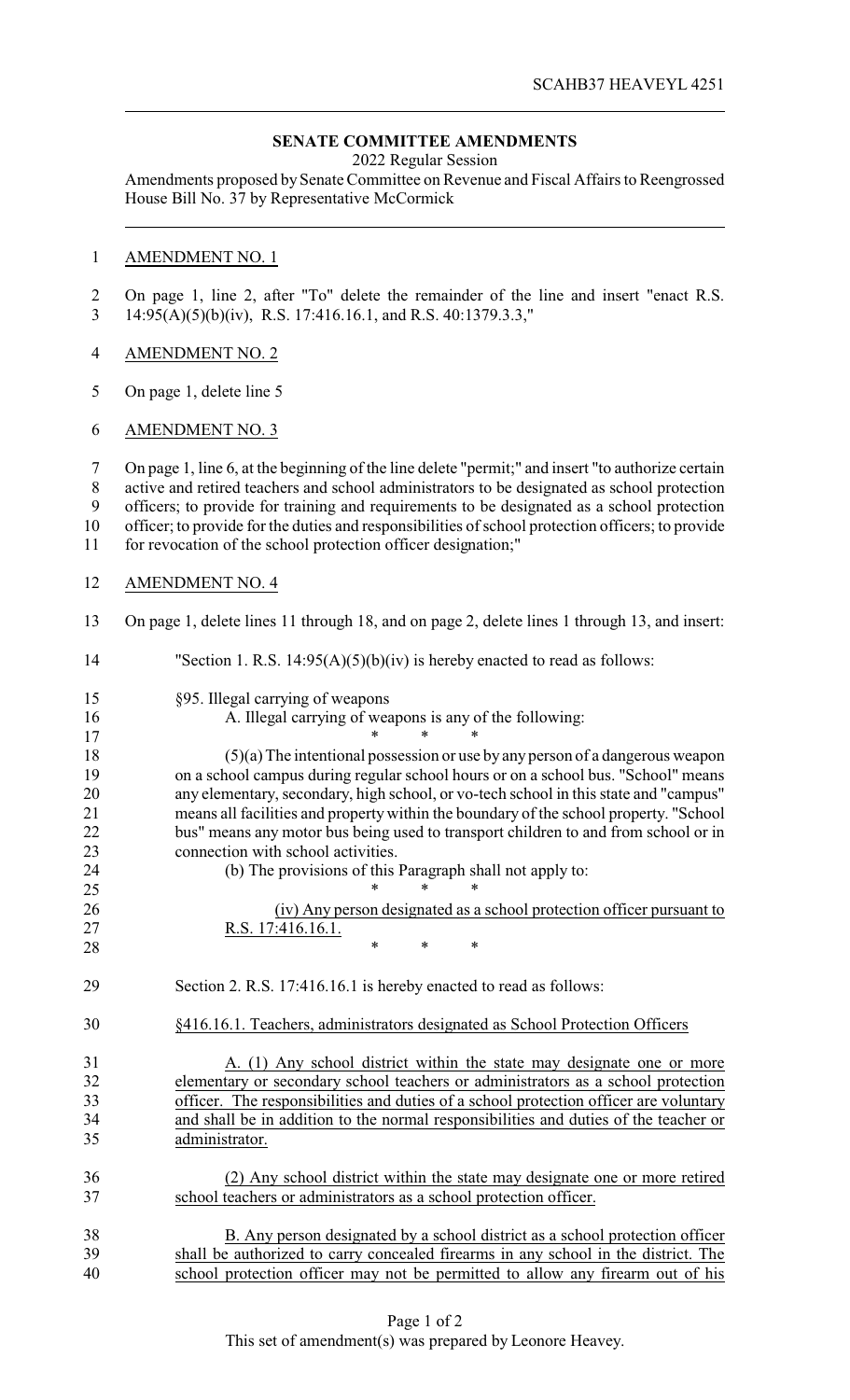SCAHB37 HEAVEYL 4251

## SENATE COMMITTEE AMENDMENTS

2022 Regular Session

Amendments proposed by Senate Committee on Revenue and Fiscal Affairs to Reengrossed House Bill No. 37 by Representative McCormick

AMENDMENT NO. 1

On page 1, line 2, after "To" delete the remainder of the line and insert "enact R.S. 14:95(A)(5)(b)(iv), R.S. 17:416.16.1, and R.S. 40:1379.3.3,"

AMENDMENT NO. 2

On page 1, delete line 5

AMENDMENT NO. 3

On page 1, line 6, at the beginning of the line delete "permit;" and insert "to authorize certain active and retired teachers and school administrators to be designated as school protection officers; to provide for training and requirements to be designated as a school protection officer; to provide for the duties and responsibilities of school protection officers; to provide for revocation of the school protection officer designation;"

AMENDMENT NO. 4

On page 1, delete lines 11 through 18, and on page 2, delete lines 1 through 13, and insert:

"Section 1. R.S. 14:95(A)(5)(b)(iv) is hereby enacted to read as follows:

§95. Illegal carrying of weapons

A. Illegal carrying of weapons is any of the following:

\* \* \*

(5)(a) The intentional possession or use by any person of a dangerous weapon on a school campus during regular school hours or on a school bus. "School" means any elementary, secondary, high school, or vo-tech school in this state and "campus" means all facilities and property within the boundary of the school property. "School bus" means any motor bus being used to transport children to and from school or in connection with school activities.

(b) The provisions of this Paragraph shall not apply to:

\* \* \*

<u>(iv) Any person designated as a school protection officer pursuant to R.S. 17:416.16.1.</u>

\* \* \*

Section 2. R.S. 17:416.16.1 is hereby enacted to read as follows:

<u>§416.16.1. Teachers, administrators designated as School Protection Officers</u>

<u>A. (1) Any school district within the state may designate one or more elementary or secondary school teachers or administrators as a school protection officer. The responsibilities and duties of a school protection officer are voluntary and shall be in addition to the normal responsibilities and duties of the teacher or administrator.</u>

<u>(2) Any school district within the state may designate one or more retired school teachers or administrators as a school protection officer.</u>

<u>B. Any person designated by a school district as a school protection officer shall be authorized to carry concealed firearms in any school in the district. The school protection officer may not be permitted to allow any firearm out of his</u>

This set of amendment(s) was prepared by Leonore Heavey.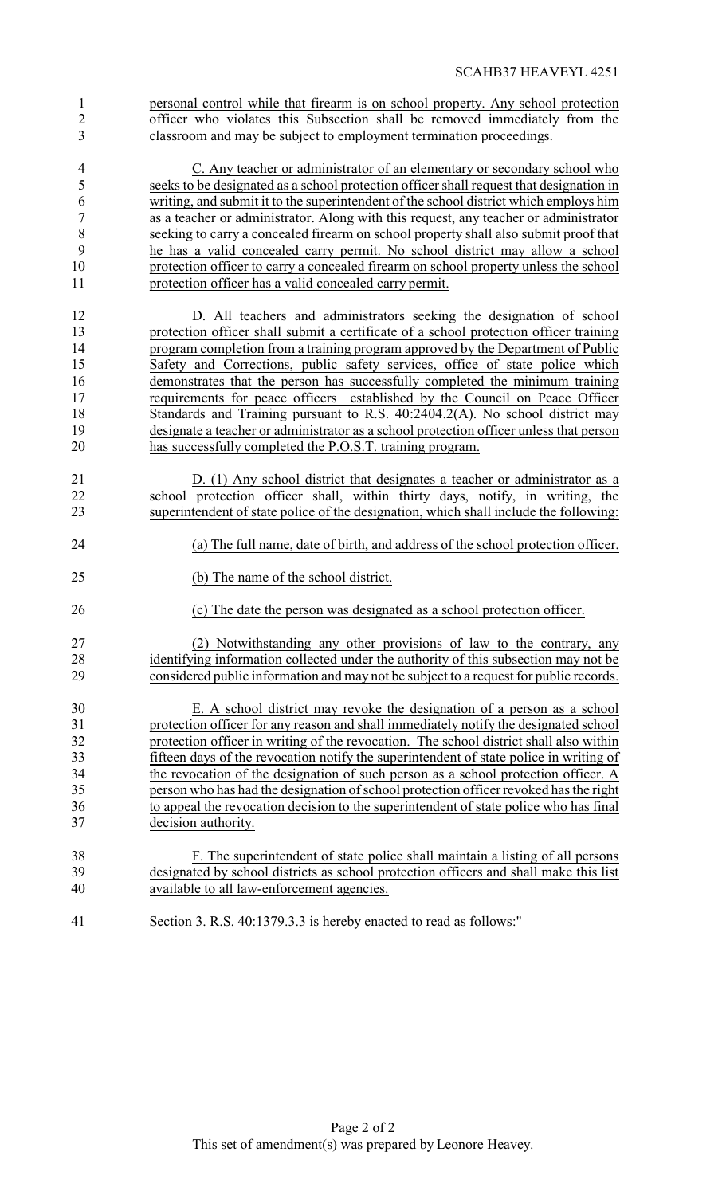personal control while that firearm is on school property. Any school protection officer who violates this Subsection shall be removed immediately from the classroom and may be subject to employment termination proceedings.

C. Any teacher or administrator of an elementary or secondary school who seeks to be designated as a school protection officer shall request that designation in writing, and submit it to the superintendent of the school district which employs him as a teacher or administrator. Along with this request, any teacher or administrator seeking to carry a concealed firearm on school property shall also submit proof that he has a valid concealed carry permit. No school district may allow a school protection officer to carry a concealed firearm on school property unless the school protection officer has a valid concealed carry permit.

D. All teachers and administrators seeking the designation of school protection officer shall submit a certificate of a school protection officer training program completion from a training program approved by the Department of Public Safety and Corrections, public safety services, office of state police which demonstrates that the person has successfully completed the minimum training requirements for peace officers established by the Council on Peace Officer Standards and Training pursuant to R.S. 40:2404.2(A). No school district may designate a teacher or administrator as a school protection officer unless that person has successfully completed the P.O.S.T. training program.

D. (1) Any school district that designates a teacher or administrator as a school protection officer shall, within thirty days, notify, in writing, the superintendent of state police of the designation, which shall include the following:

(a) The full name, date of birth, and address of the school protection officer.

(b) The name of the school district.

(c) The date the person was designated as a school protection officer.

(2) Notwithstanding any other provisions of law to the contrary, any identifying information collected under the authority of this subsection may not be considered public information and may not be subject to a request for public records.

E. A school district may revoke the designation of a person as a school protection officer for any reason and shall immediately notify the designated school protection officer in writing of the revocation. The school district shall also within fifteen days of the revocation notify the superintendent of state police in writing of the revocation of the designation of such person as a school protection officer. A person who has had the designation of school protection officer revoked has the right to appeal the revocation decision to the superintendent of state police who has final decision authority.

F. The superintendent of state police shall maintain a listing of all persons designated by school districts as school protection officers and shall make this list available to all law-enforcement agencies.

Section 3. R.S. 40:1379.3.3 is hereby enacted to read as follows:"

This set of amendment(s) was prepared by Leonore Heavey.